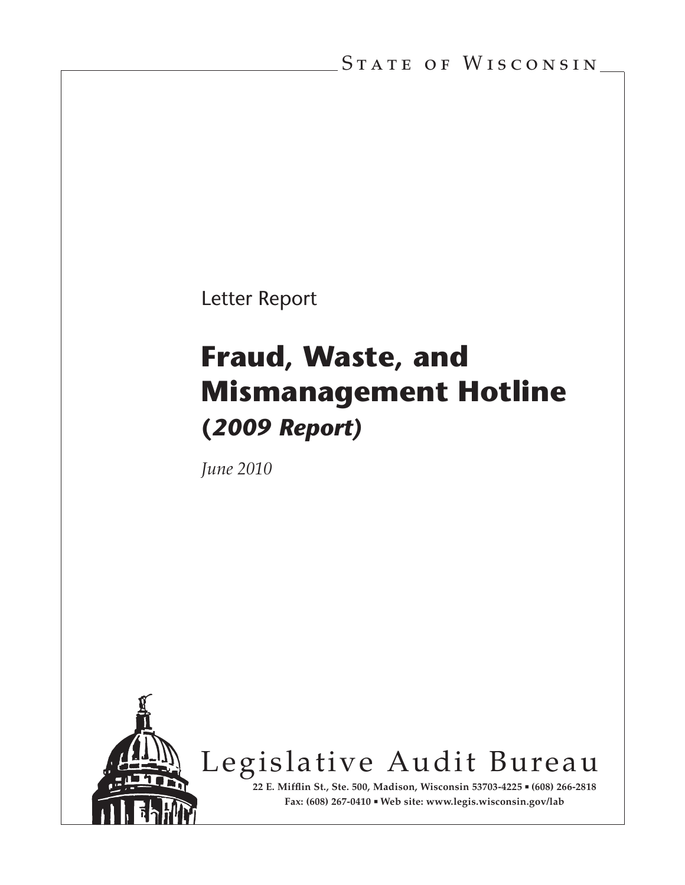State of Wisconsin

Letter Report

# Fraud, Waste, and Mismanagement Hotline

## (*2009 Report*)

*June 2010*

Legislative Audit Bureau

**22 E. Mifflin St., Ste. 500, Madison, Wisconsin 53703-4225 ▪ (608) 266-2818**

**Fax: (608) 267-0410 ▪ Web site: www.legis.wisconsin.gov/lab**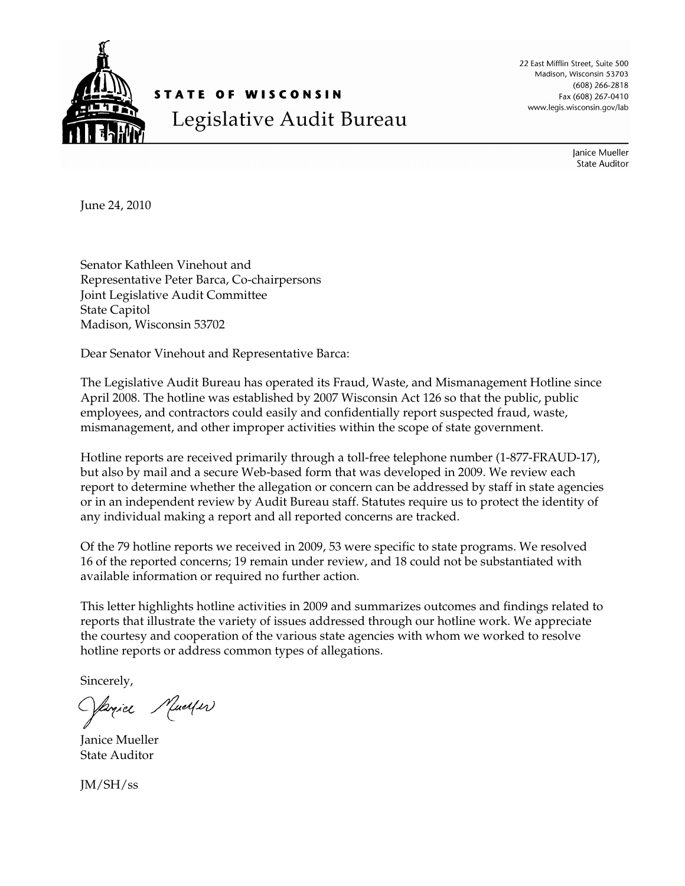STATE OF WISCONSIN

# Legislative Audit Bureau

22 East Mifflin Street, Suite 500
Madison, Wisconsin 53703
(608) 266-2818
Fax (608) 267-0410
www.legis.wisconsin.gov/lab

Janice Mueller
State Auditor

June 24, 2010

Senator Kathleen Vinehout and
Representative Peter Barca, Co-chairpersons
Joint Legislative Audit Committee
State Capitol
Madison, Wisconsin 53702

Dear Senator Vinehout and Representative Barca:

The Legislative Audit Bureau has operated its Fraud, Waste, and Mismanagement Hotline since April 2008. The hotline was established by 2007 Wisconsin Act 126 so that the public, public employees, and contractors could easily and confidentially report suspected fraud, waste, mismanagement, and other improper activities within the scope of state government.

Hotline reports are received primarily through a toll-free telephone number (1-877-FRAUD-17), but also by mail and a secure Web-based form that was developed in 2009. We review each report to determine whether the allegation or concern can be addressed by staff in state agencies or in an independent review by Audit Bureau staff. Statutes require us to protect the identity of any individual making a report and all reported concerns are tracked.

Of the 79 hotline reports we received in 2009, 53 were specific to state programs. We resolved 16 of the reported concerns; 19 remain under review, and 18 could not be substantiated with available information or required no further action.

This letter highlights hotline activities in 2009 and summarizes outcomes and findings related to reports that illustrate the variety of issues addressed through our hotline work. We appreciate the courtesy and cooperation of the various state agencies with whom we worked to resolve hotline reports or address common types of allegations.

Sincerely,

Janice Mueller
State Auditor

JM/SH/ss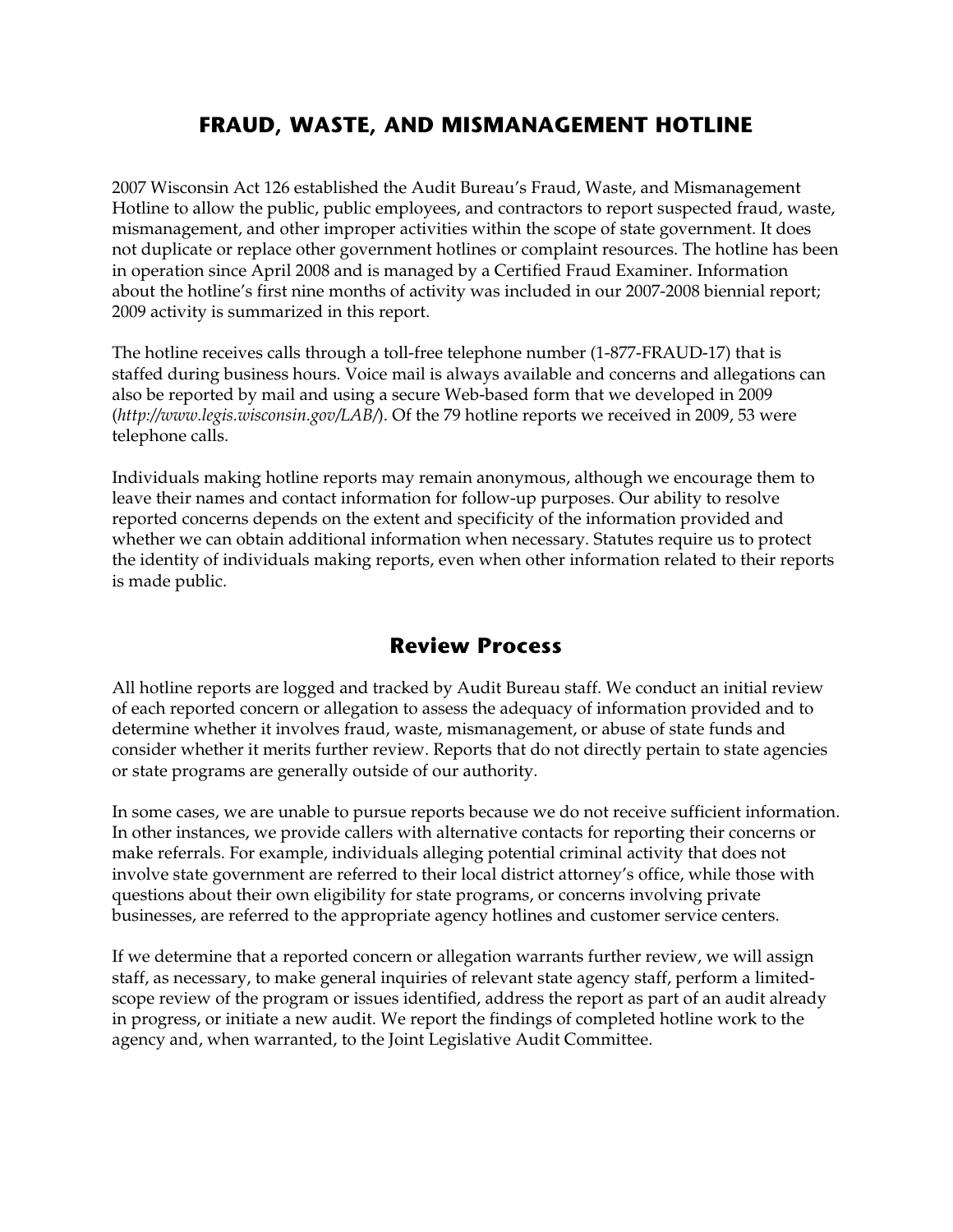# FRAUD, WASTE, AND MISMANAGEMENT HOTLINE

2007 Wisconsin Act 126 established the Audit Bureau's Fraud, Waste, and Mismanagement Hotline to allow the public, public employees, and contractors to report suspected fraud, waste, mismanagement, and other improper activities within the scope of state government. It does not duplicate or replace other government hotlines or complaint resources. The hotline has been in operation since April 2008 and is managed by a Certified Fraud Examiner. Information about the hotline's first nine months of activity was included in our 2007-2008 biennial report; 2009 activity is summarized in this report.

The hotline receives calls through a toll-free telephone number (1-877-FRAUD-17) that is staffed during business hours. Voice mail is always available and concerns and allegations can also be reported by mail and using a secure Web-based form that we developed in 2009 (*http://www.legis.wisconsin.gov/LAB/*). Of the 79 hotline reports we received in 2009, 53 were telephone calls.

Individuals making hotline reports may remain anonymous, although we encourage them to leave their names and contact information for follow-up purposes. Our ability to resolve reported concerns depends on the extent and specificity of the information provided and whether we can obtain additional information when necessary. Statutes require us to protect the identity of individuals making reports, even when other information related to their reports is made public.

## Review Process

All hotline reports are logged and tracked by Audit Bureau staff. We conduct an initial review of each reported concern or allegation to assess the adequacy of information provided and to determine whether it involves fraud, waste, mismanagement, or abuse of state funds and consider whether it merits further review. Reports that do not directly pertain to state agencies or state programs are generally outside of our authority.

In some cases, we are unable to pursue reports because we do not receive sufficient information. In other instances, we provide callers with alternative contacts for reporting their concerns or make referrals. For example, individuals alleging potential criminal activity that does not involve state government are referred to their local district attorney's office, while those with questions about their own eligibility for state programs, or concerns involving private businesses, are referred to the appropriate agency hotlines and customer service centers.

If we determine that a reported concern or allegation warrants further review, we will assign staff, as necessary, to make general inquiries of relevant state agency staff, perform a limited-scope review of the program or issues identified, address the report as part of an audit already in progress, or initiate a new audit. We report the findings of completed hotline work to the agency and, when warranted, to the Joint Legislative Audit Committee.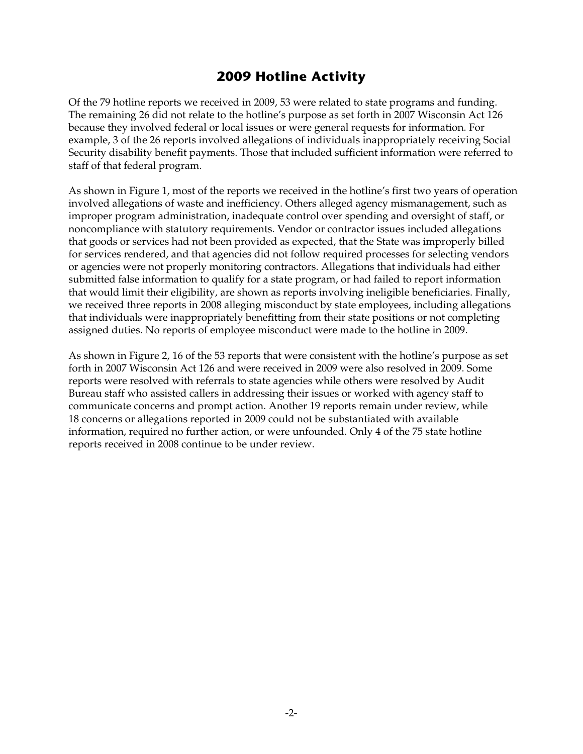## 2009 Hotline Activity

Of the 79 hotline reports we received in 2009, 53 were related to state programs and funding. The remaining 26 did not relate to the hotline's purpose as set forth in 2007 Wisconsin Act 126 because they involved federal or local issues or were general requests for information. For example, 3 of the 26 reports involved allegations of individuals inappropriately receiving Social Security disability benefit payments. Those that included sufficient information were referred to staff of that federal program.

As shown in Figure 1, most of the reports we received in the hotline's first two years of operation involved allegations of waste and inefficiency. Others alleged agency mismanagement, such as improper program administration, inadequate control over spending and oversight of staff, or noncompliance with statutory requirements. Vendor or contractor issues included allegations that goods or services had not been provided as expected, that the State was improperly billed for services rendered, and that agencies did not follow required processes for selecting vendors or agencies were not properly monitoring contractors. Allegations that individuals had either submitted false information to qualify for a state program, or had failed to report information that would limit their eligibility, are shown as reports involving ineligible beneficiaries. Finally, we received three reports in 2008 alleging misconduct by state employees, including allegations that individuals were inappropriately benefitting from their state positions or not completing assigned duties. No reports of employee misconduct were made to the hotline in 2009.

As shown in Figure 2, 16 of the 53 reports that were consistent with the hotline's purpose as set forth in 2007 Wisconsin Act 126 and were received in 2009 were also resolved in 2009. Some reports were resolved with referrals to state agencies while others were resolved by Audit Bureau staff who assisted callers in addressing their issues or worked with agency staff to communicate concerns and prompt action. Another 19 reports remain under review, while 18 concerns or allegations reported in 2009 could not be substantiated with available information, required no further action, or were unfounded. Only 4 of the 75 state hotline reports received in 2008 continue to be under review.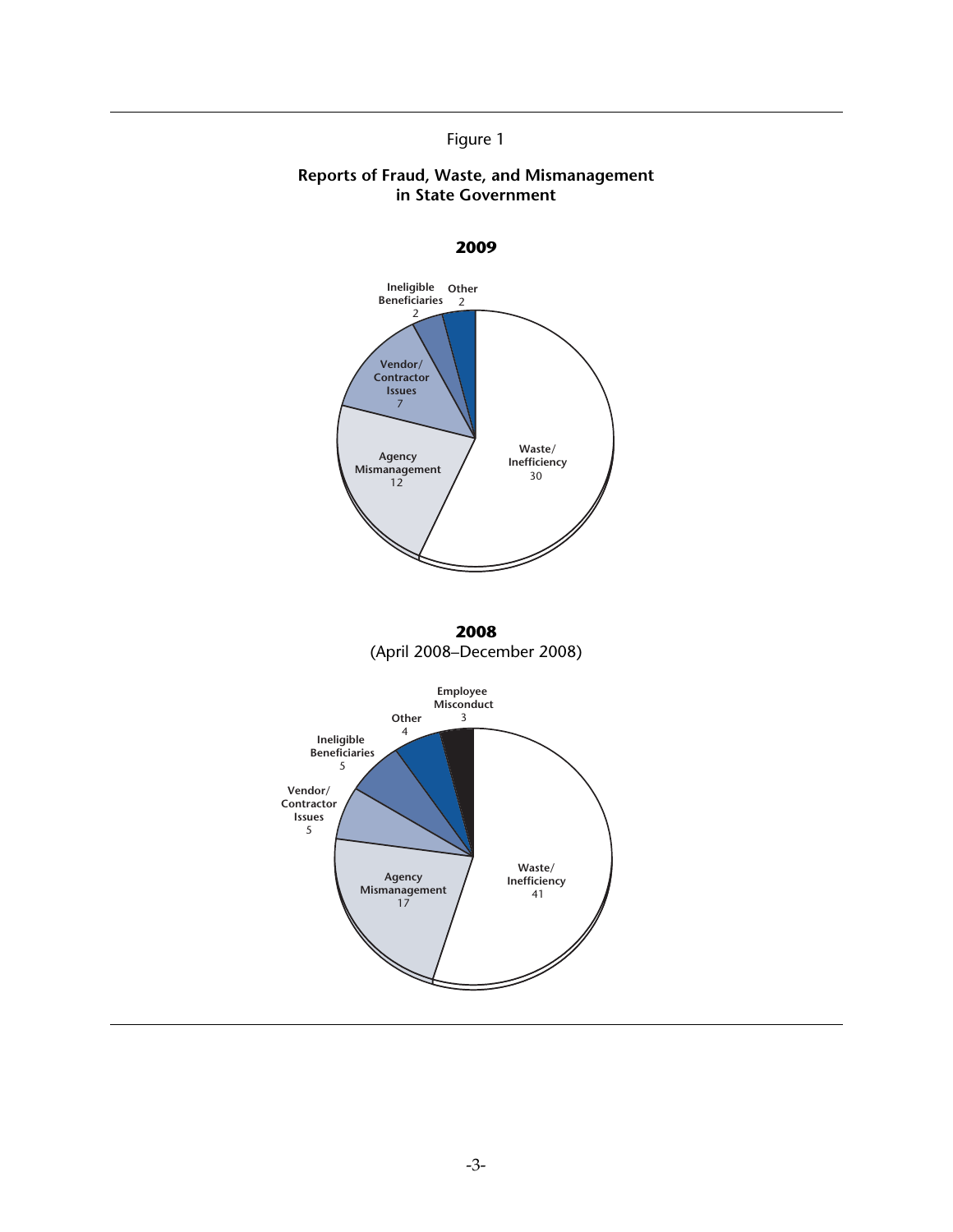Figure 1

**Reports of Fraud, Waste, and Mismanagement in State Government**

**2009**

| Category | Reports |
| --- | --- |
| Waste/Inefficiency | 30 |
| Agency Mismanagement | 12 |
| Vendor/Contractor Issues | 7 |
| Ineligible Beneficiaries | 2 |
| Other | 2 |

**2008**
(April 2008–December 2008)

| Category | Reports |
| --- | --- |
| Waste/Inefficiency | 41 |
| Agency Mismanagement | 17 |
| Vendor/Contractor Issues | 5 |
| Ineligible Beneficiaries | 5 |
| Other | 4 |
| Employee Misconduct | 3 |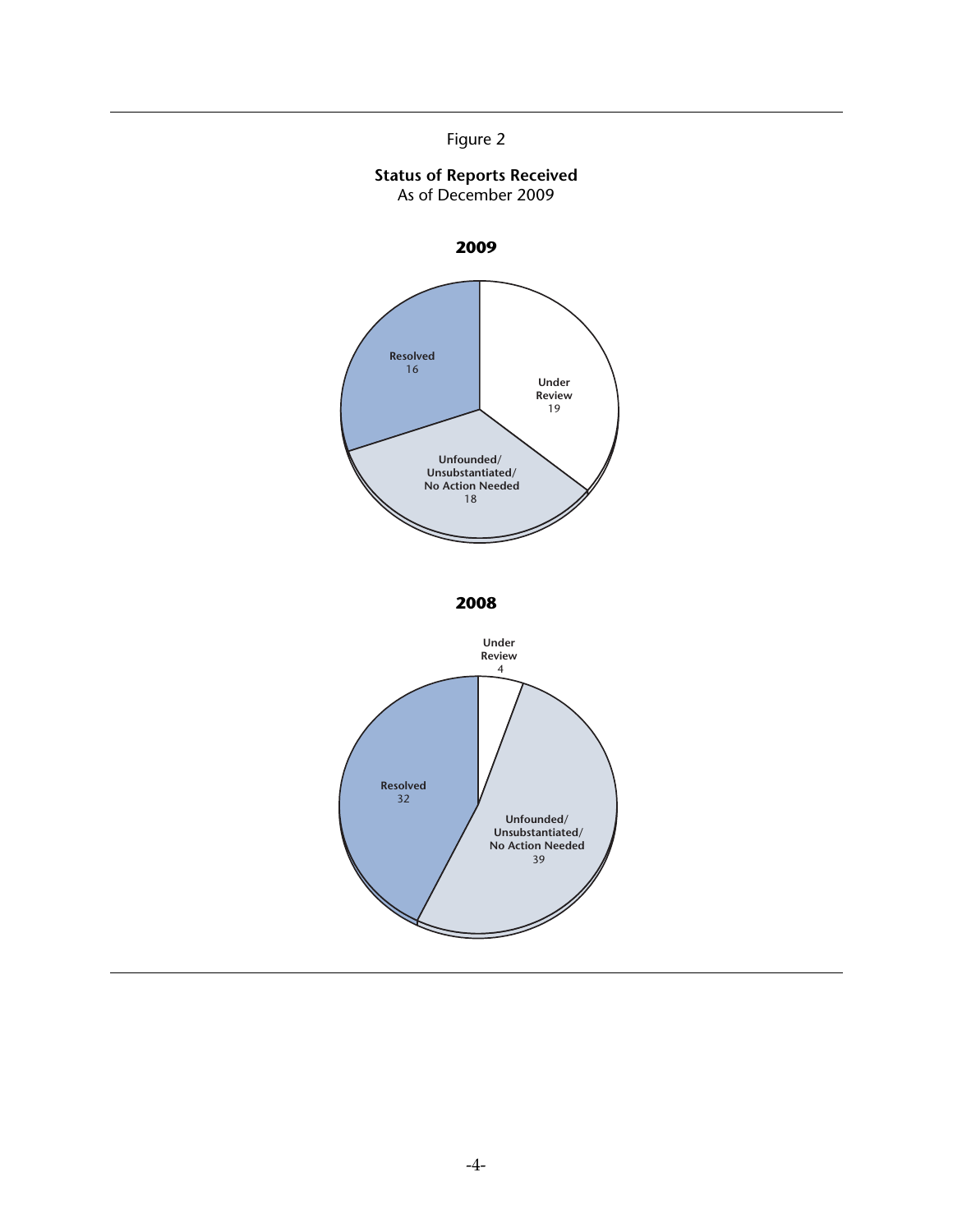Figure 2

**Status of Reports Received**
As of December 2009

**2009**

| Status | Count |
|---|---|
| Resolved | 16 |
| Under Review | 19 |
| Unfounded/ Unsubstantiated/ No Action Needed | 18 |

**2008**

| Status | Count |
|---|---|
| Under Review | 4 |
| Resolved | 32 |
| Unfounded/ Unsubstantiated/ No Action Needed | 39 |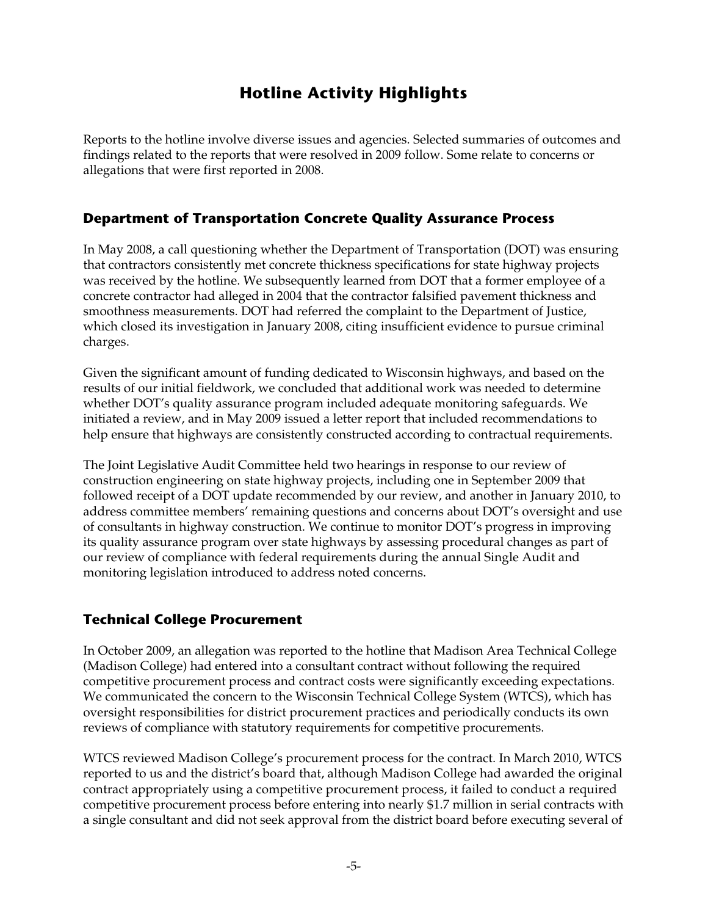# Hotline Activity Highlights

Reports to the hotline involve diverse issues and agencies. Selected summaries of outcomes and findings related to the reports that were resolved in 2009 follow. Some relate to concerns or allegations that were first reported in 2008.

## Department of Transportation Concrete Quality Assurance Process

In May 2008, a call questioning whether the Department of Transportation (DOT) was ensuring that contractors consistently met concrete thickness specifications for state highway projects was received by the hotline. We subsequently learned from DOT that a former employee of a concrete contractor had alleged in 2004 that the contractor falsified pavement thickness and smoothness measurements. DOT had referred the complaint to the Department of Justice, which closed its investigation in January 2008, citing insufficient evidence to pursue criminal charges.

Given the significant amount of funding dedicated to Wisconsin highways, and based on the results of our initial fieldwork, we concluded that additional work was needed to determine whether DOT's quality assurance program included adequate monitoring safeguards. We initiated a review, and in May 2009 issued a letter report that included recommendations to help ensure that highways are consistently constructed according to contractual requirements.

The Joint Legislative Audit Committee held two hearings in response to our review of construction engineering on state highway projects, including one in September 2009 that followed receipt of a DOT update recommended by our review, and another in January 2010, to address committee members' remaining questions and concerns about DOT's oversight and use of consultants in highway construction. We continue to monitor DOT's progress in improving its quality assurance program over state highways by assessing procedural changes as part of our review of compliance with federal requirements during the annual Single Audit and monitoring legislation introduced to address noted concerns.

## Technical College Procurement

In October 2009, an allegation was reported to the hotline that Madison Area Technical College (Madison College) had entered into a consultant contract without following the required competitive procurement process and contract costs were significantly exceeding expectations. We communicated the concern to the Wisconsin Technical College System (WTCS), which has oversight responsibilities for district procurement practices and periodically conducts its own reviews of compliance with statutory requirements for competitive procurements.

WTCS reviewed Madison College's procurement process for the contract. In March 2010, WTCS reported to us and the district's board that, although Madison College had awarded the original contract appropriately using a competitive procurement process, it failed to conduct a required competitive procurement process before entering into nearly $1.7 million in serial contracts with a single consultant and did not seek approval from the district board before executing several of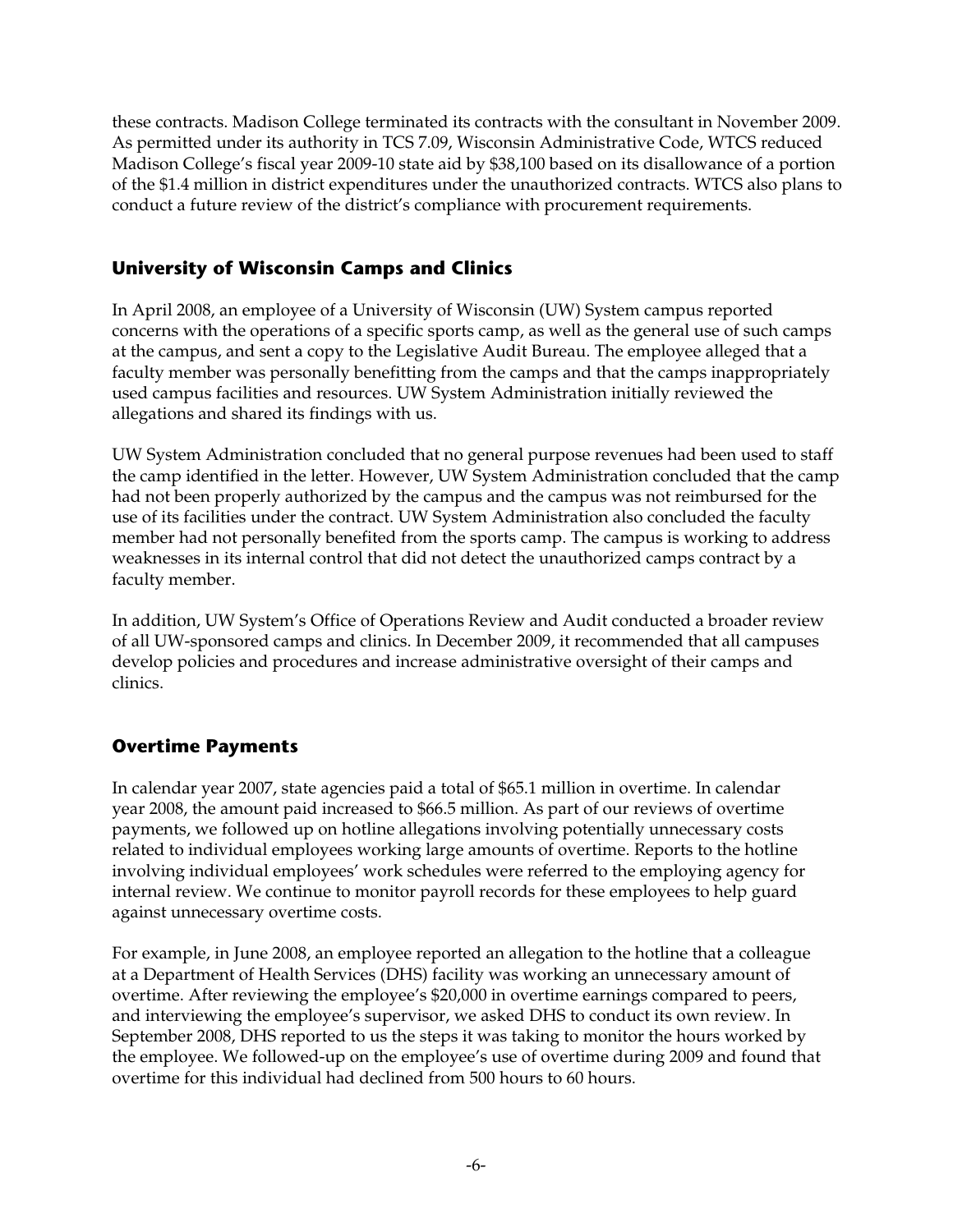these contracts. Madison College terminated its contracts with the consultant in November 2009. As permitted under its authority in TCS 7.09, Wisconsin Administrative Code, WTCS reduced Madison College's fiscal year 2009-10 state aid by $38,100 based on its disallowance of a portion of the $1.4 million in district expenditures under the unauthorized contracts. WTCS also plans to conduct a future review of the district's compliance with procurement requirements.

## University of Wisconsin Camps and Clinics

In April 2008, an employee of a University of Wisconsin (UW) System campus reported concerns with the operations of a specific sports camp, as well as the general use of such camps at the campus, and sent a copy to the Legislative Audit Bureau. The employee alleged that a faculty member was personally benefitting from the camps and that the camps inappropriately used campus facilities and resources. UW System Administration initially reviewed the allegations and shared its findings with us.

UW System Administration concluded that no general purpose revenues had been used to staff the camp identified in the letter. However, UW System Administration concluded that the camp had not been properly authorized by the campus and the campus was not reimbursed for the use of its facilities under the contract. UW System Administration also concluded the faculty member had not personally benefited from the sports camp. The campus is working to address weaknesses in its internal control that did not detect the unauthorized camps contract by a faculty member.

In addition, UW System's Office of Operations Review and Audit conducted a broader review of all UW-sponsored camps and clinics. In December 2009, it recommended that all campuses develop policies and procedures and increase administrative oversight of their camps and clinics.

## Overtime Payments

In calendar year 2007, state agencies paid a total of $65.1 million in overtime. In calendar year 2008, the amount paid increased to $66.5 million. As part of our reviews of overtime payments, we followed up on hotline allegations involving potentially unnecessary costs related to individual employees working large amounts of overtime. Reports to the hotline involving individual employees' work schedules were referred to the employing agency for internal review. We continue to monitor payroll records for these employees to help guard against unnecessary overtime costs.

For example, in June 2008, an employee reported an allegation to the hotline that a colleague at a Department of Health Services (DHS) facility was working an unnecessary amount of overtime. After reviewing the employee's $20,000 in overtime earnings compared to peers, and interviewing the employee's supervisor, we asked DHS to conduct its own review. In September 2008, DHS reported to us the steps it was taking to monitor the hours worked by the employee. We followed-up on the employee's use of overtime during 2009 and found that overtime for this individual had declined from 500 hours to 60 hours.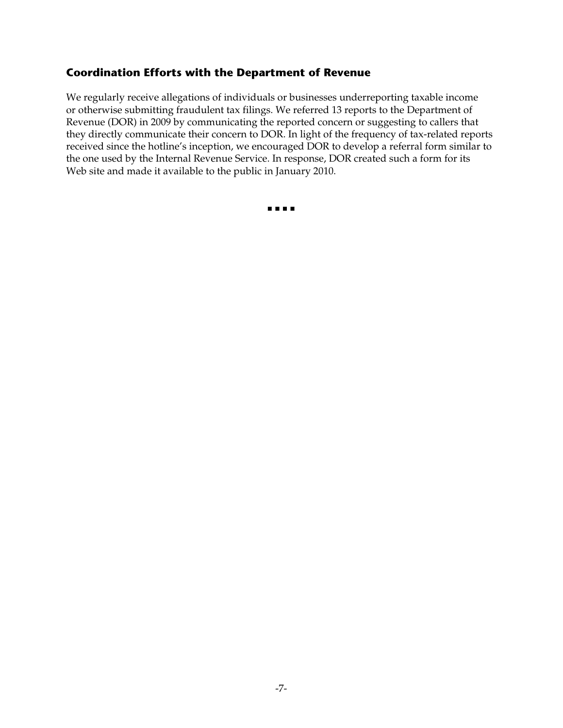### Coordination Efforts with the Department of Revenue

We regularly receive allegations of individuals or businesses underreporting taxable income or otherwise submitting fraudulent tax filings. We referred 13 reports to the Department of Revenue (DOR) in 2009 by communicating the reported concern or suggesting to callers that they directly communicate their concern to DOR. In light of the frequency of tax-related reports received since the hotline's inception, we encouraged DOR to develop a referral form similar to the one used by the Internal Revenue Service. In response, DOR created such a form for its Web site and made it available to the public in January 2010.

■■■■